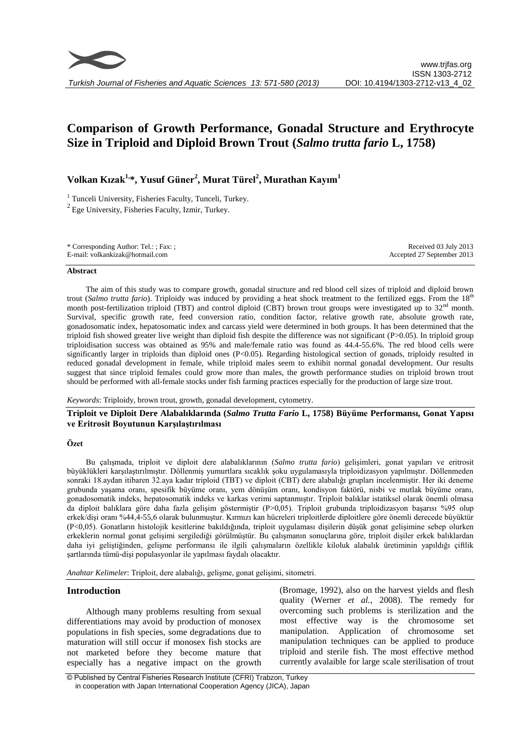# Comparison of Growth Performance, Gonadal Structure and Erythrocyte Size in Triploid and Diploid Brown Trout (*Salmo trutta fario* L, 1758)

**Volkan Kızak[1,*], Yusuf Güner[2], Murat Türel[2], Murathan Kayım[1]**

[1] Tunceli University, Fisheries Faculty, Tunceli, Turkey.
[2] Ege University, Fisheries Faculty, Izmir, Turkey.

\* Corresponding Author: Tel.: ; Fax: ;
E-mail: volkankizak@hotmail.com

Received 03 July 2013
Accepted 27 September 2013

## Abstract

The aim of this study was to compare growth, gonadal structure and red blood cell sizes of triploid and diploid brown trout (*Salmo trutta fario*). Triploidy was induced by providing a heat shock treatment to the fertilized eggs. From the 18th month post-fertilization triploid (TBT) and control diploid (CBT) brown trout groups were investigated up to 32nd month. Survival, specific growth rate, feed conversion ratio, condition factor, relative growth rate, absolute growth rate, gonadosomatic index, hepatosomatic index and carcass yield were determined in both groups. It has been determined that the triploid fish showed greater live weight than diploid fish despite the difference was not significant (P>0.05). In triploid group triploidisation success was obtained as 95% and male/female ratio was found as 44.4-55.6%. The red blood cells were significantly larger in triploids than diploid ones (P<0.05). Regarding histological section of gonads, triploidy resulted in reduced gonadal development in female, while triploid males seem to exhibit normal gonadal development. Our results suggest that since triploid females could grow more than males, the growth performance studies on triploid brown trout should be performed with all-female stocks under fish farming practices especially for the production of large size trout.

*Keywords*: Triploidy, brown trout, growth, gonadal development, cytometry.

## Triploit ve Diploit Dere Alabalıklarında (*Salmo Trutta Fario* L, 1758) Büyüme Performansı, Gonat Yapısı ve Eritrosit Boyutunun Karşılaştırılması

### Özet

Bu çalışmada, triploit ve diploit dere alabalıklarının (*Salmo trutta fario*) gelişimleri, gonat yapıları ve eritrosit büyüklükleri karşılaştırılmıştır. Döllenmiş yumurtlara sıcaklık şoku uygulamasıyla triploidizasyon yapılmıştır. Döllenmeden sonraki 18.aydan itibaren 32.aya kadar triploid (TBT) ve diploit (CBT) dere alabalığı grupları incelenmiştir. Her iki deneme grubunda yaşama oranı, spesifik büyüme oranı, yem dönüşüm oranı, kondisyon faktörü, nisbi ve mutlak büyüme oranı, gonadosomatik indeks, hepatosomatik indeks ve karkas verimi saptanmıştır. Triploit balıklar istatiksel olarak önemli olmasa da diploit balıklara göre daha fazla gelişim göstermiştir (P>0,05). Triploit grubunda triploidizasyon başarısı %95 olup erkek/dişi oranı %44,4-55,6 olarak bulunmuştur. Kırmızı kan hücreleri triploitlerde diploitlere göre önemli derecede büyüktür (P<0,05). Gonatların histolojik kesitlerine bakıldığında, triploit uygulaması dişilerin düşük gonat gelişimine sebep olurken erkeklerin normal gonat gelişimi sergilediği görülmüştür. Bu çalışmanın sonuçlarına göre, triploit dişiler erkek balıklardan daha iyi geliştiğinden, gelişme performansı ile ilgili çalışmaların özellikle kiloluk alabalık üretiminin yapıldığı çiftlik şartlarında tümü-dişi populasyonlar ile yapılması faydalı olacaktır.

*Anahtar Kelimeler*: Triploit, dere alabalığı, gelişme, gonat gelişimi, sitometri.

## Introduction

Although many problems resulting from sexual differentiations may avoid by production of monosex populations in fish species, some degradations due to maturation will still occur if monosex fish stocks are not marketed before they become mature that especially has a negative impact on the growth (Bromage, 1992), also on the harvest yields and flesh quality (Werner *et al.,* 2008). The remedy for overcoming such problems is sterilization and the most effective way is the chromosome set manipulation. Application of chromosome set manipulation techniques can be applied to produce triploid and sterile fish. The most effective method currently avalaible for large scale sterilisation of trout

© Published by Central Fisheries Research Institute (CFRI) Trabzon, Turkey in cooperation with Japan International Cooperation Agency (JICA), Japan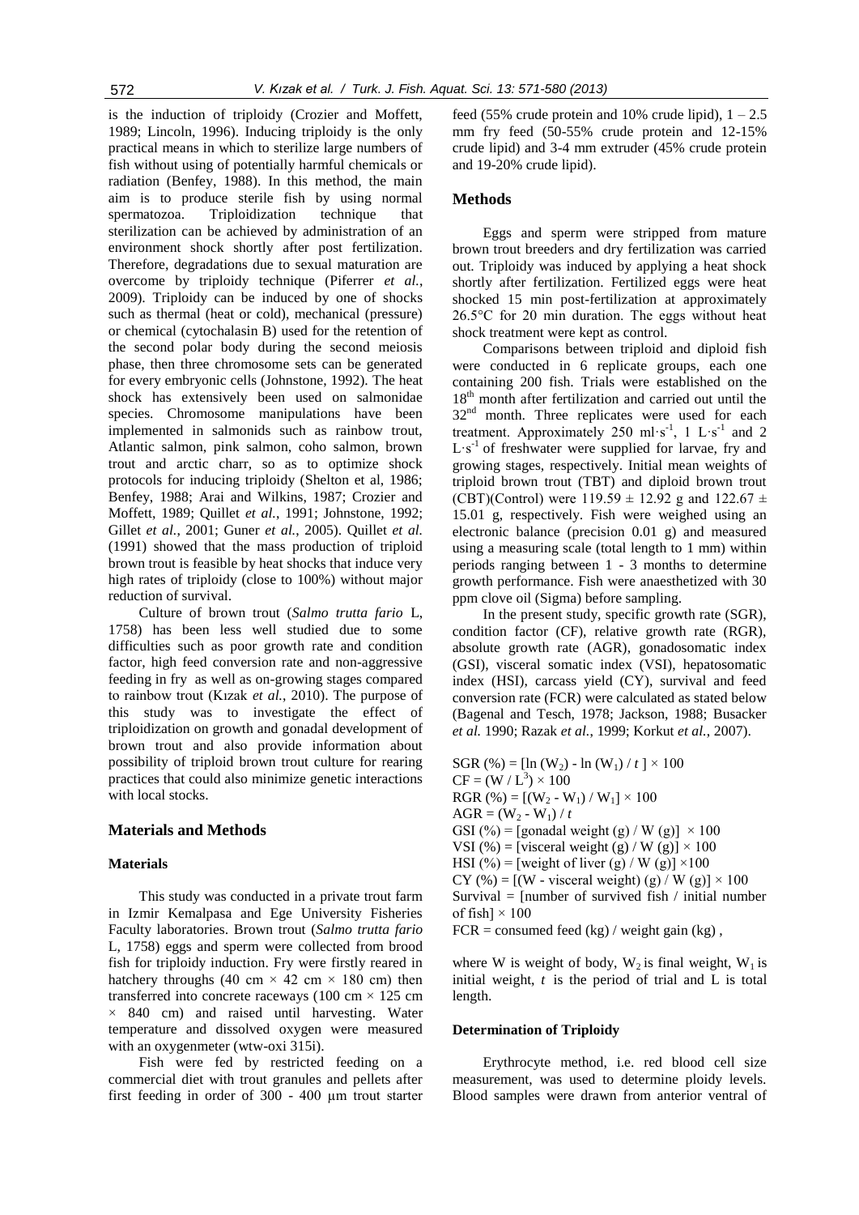is the induction of triploidy (Crozier and Moffett, 1989; Lincoln, 1996). Inducing triploidy is the only practical means in which to sterilize large numbers of fish without using of potentially harmful chemicals or radiation (Benfey, 1988). In this method, the main aim is to produce sterile fish by using normal spermatozoa. Triploidization technique that sterilization can be achieved by administration of an environment shock shortly after post fertilization. Therefore, degradations due to sexual maturation are overcome by triploidy technique (Piferrer *et al.*, 2009). Triploidy can be induced by one of shocks such as thermal (heat or cold), mechanical (pressure) or chemical (cytochalasin B) used for the retention of the second polar body during the second meiosis phase, then three chromosome sets can be generated for every embryonic cells (Johnstone, 1992). The heat shock has extensively been used on salmonidae species. Chromosome manipulations have been implemented in salmonids such as rainbow trout, Atlantic salmon, pink salmon, coho salmon, brown trout and arctic charr, so as to optimize shock protocols for inducing triploidy (Shelton et al, 1986; Benfey, 1988; Arai and Wilkins, 1987; Crozier and Moffett, 1989; Quillet *et al.*, 1991; Johnstone, 1992; Gillet *et al.*, 2001; Guner *et al.*, 2005). Quillet *et al.* (1991) showed that the mass production of triploid brown trout is feasible by heat shocks that induce very high rates of triploidy (close to 100%) without major reduction of survival.

Culture of brown trout (*Salmo trutta fario* L, 1758) has been less well studied due to some difficulties such as poor growth rate and condition factor, high feed conversion rate and non-aggressive feeding in fry as well as on-growing stages compared to rainbow trout (Kızak *et al.*, 2010). The purpose of this study was to investigate the effect of triploidization on growth and gonadal development of brown trout and also provide information about possibility of triploid brown trout culture for rearing practices that could also minimize genetic interactions with local stocks.

## Materials and Methods

### Materials

This study was conducted in a private trout farm in Izmir Kemalpasa and Ege University Fisheries Faculty laboratories. Brown trout (*Salmo trutta fario* L, 1758) eggs and sperm were collected from brood fish for triploidy induction. Fry were firstly reared in hatchery throughs (40 cm × 42 cm × 180 cm) then transferred into concrete raceways (100 cm × 125 cm × 840 cm) and raised until harvesting. Water temperature and dissolved oxygen were measured with an oxygenmeter (wtw-oxi 315i).

Fish were fed by restricted feeding on a commercial diet with trout granules and pellets after first feeding in order of 300 - 400 µm trout starter feed (55% crude protein and 10% crude lipid), 1 – 2.5 mm fry feed (50-55% crude protein and 12-15% crude lipid) and 3-4 mm extruder (45% crude protein and 19-20% crude lipid).

### Methods

Eggs and sperm were stripped from mature brown trout breeders and dry fertilization was carried out. Triploidy was induced by applying a heat shock shortly after fertilization. Fertilized eggs were heat shocked 15 min post-fertilization at approximately 26.5°C for 20 min duration. The eggs without heat shock treatment were kept as control.

Comparisons between triploid and diploid fish were conducted in 6 replicate groups, each one containing 200 fish. Trials were established on the 18th month after fertilization and carried out until the 32nd month. Three replicates were used for each treatment. Approximately 250 $ml \cdot s^{-1}$, 1 $L \cdot s^{-1}$ and 2 $L \cdot s^{-1}$ of freshwater were supplied for larvae, fry and growing stages, respectively. Initial mean weights of triploid brown trout (TBT) and diploid brown trout (CBT)(Control) were 119.59 ± 12.92 g and 122.67 ± 15.01 g, respectively. Fish were weighed using an electronic balance (precision 0.01 g) and measured using a measuring scale (total length to 1 mm) within periods ranging between 1 - 3 months to determine growth performance. Fish were anaesthetized with 30 ppm clove oil (Sigma) before sampling.

In the present study, specific growth rate (SGR), condition factor (CF), relative growth rate (RGR), absolute growth rate (AGR), gonadosomatic index (GSI), visceral somatic index (VSI), hepatosomatic index (HSI), carcass yield (CY), survival and feed conversion rate (FCR) were calculated as stated below (Bagenal and Tesch, 1978; Jackson, 1988; Busacker *et al.* 1990; Razak *et al.*, 1999; Korkut *et al.*, 2007).

$SGR\ (\%) = [\ln(W_2) - \ln(W_1) / t] \times 100$

$CF = (W / L^3) \times 100$

$RGR\ (\%) = [(W_2 - W_1) / W_1] \times 100$

$AGR = (W_2 - W_1) / t$

$GSI\ (\%) = [\text{gonadal weight (g)} / W\ (g)] \times 100$

$VSI\ (\%) = [\text{visceral weight (g)} / W\ (g)] \times 100$

$HSI\ (\%) = [\text{weight of liver (g)} / W\ (g)] \times 100$

$CY\ (\%) = [(W - \text{visceral weight})\ (g) / W\ (g)] \times 100$

Survival = [number of survived fish / initial number of fish] × 100

FCR = consumed feed (kg) / weight gain (kg) ,

where W is weight of body, $W_2$ is final weight, $W_1$ is initial weight, $t$ is the period of trial and L is total length.

### Determination of Triploidy

Erythrocyte method, i.e. red blood cell size measurement, was used to determine ploidy levels. Blood samples were drawn from anterior ventral of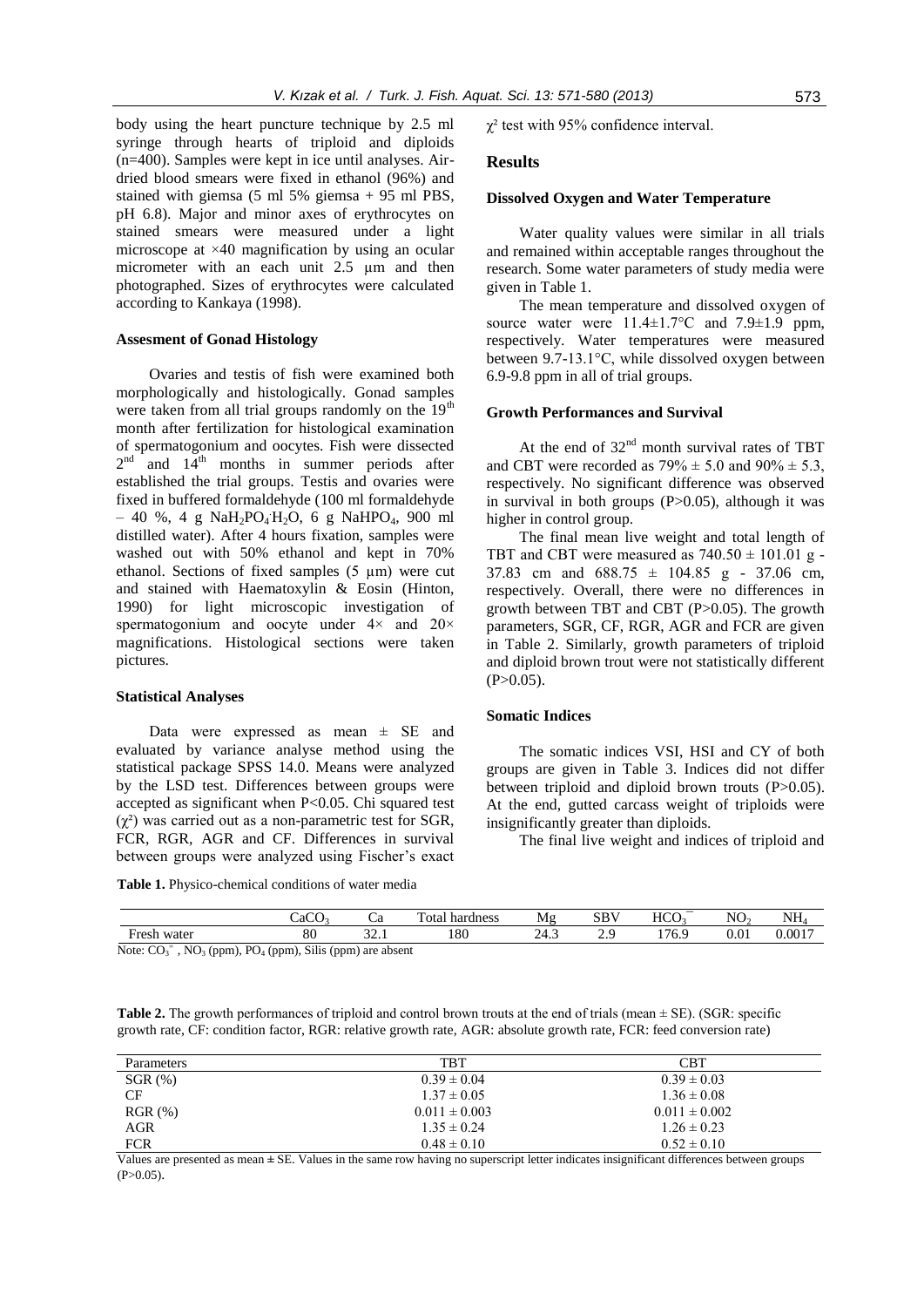body using the heart puncture technique by 2.5 ml syringe through hearts of triploid and diploids (n=400). Samples were kept in ice until analyses. Air-dried blood smears were fixed in ethanol (96%) and stained with giemsa (5 ml 5% giemsa + 95 ml PBS, pH 6.8). Major and minor axes of erythrocytes on stained smears were measured under a light microscope at ×40 magnification by using an ocular micrometer with an each unit 2.5 µm and then photographed. Sizes of erythrocytes were calculated according to Kankaya (1998).

### Assesment of Gonad Histology

Ovaries and testis of fish were examined both morphologically and histologically. Gonad samples were taken from all trial groups randomly on the 19[th] month after fertilization for histological examination of spermatogonium and oocytes. Fish were dissected 2[nd] and 14[th] months in summer periods after established the trial groups. Testis and ovaries were fixed in buffered formaldehyde (100 ml formaldehyde – 40 %, 4 g $NaH_2PO_4 \cdot H_2O$, 6 g $NaHPO_4$, 900 ml distilled water). After 4 hours fixation, samples were washed out with 50% ethanol and kept in 70% ethanol. Sections of fixed samples (5 µm) were cut and stained with Haematoxylin & Eosin (Hinton, 1990) for light microscopic investigation of spermatogonium and oocyte under 4× and 20× magnifications. Histological sections were taken pictures.

### Statistical Analyses

Data were expressed as mean ± SE and evaluated by variance analyse method using the statistical package SPSS 14.0. Means were analyzed by the LSD test. Differences between groups were accepted as significant when $P<0.05$. Chi squared test ($\chi^2$) was carried out as a non-parametric test for SGR, FCR, RGR, AGR and CF. Differences in survival between groups were analyzed using Fischer's exact $\chi^2$ test with 95% confidence interval.

## Results

### Dissolved Oxygen and Water Temperature

Water quality values were similar in all trials and remained within acceptable ranges throughout the research. Some water parameters of study media were given in Table 1.

The mean temperature and dissolved oxygen of source water were 11.4±1.7°C and 7.9±1.9 ppm, respectively. Water temperatures were measured between 9.7-13.1°C, while dissolved oxygen between 6.9-9.8 ppm in all of trial groups.

### Growth Performances and Survival

At the end of 32[nd] month survival rates of TBT and CBT were recorded as 79% ± 5.0 and 90% ± 5.3, respectively. No significant difference was observed in survival in both groups ($P>0.05$), although it was higher in control group.

The final mean live weight and total length of TBT and CBT were measured as 740.50 ± 101.01 g - 37.83 cm and 688.75 ± 104.85 g - 37.06 cm, respectively. Overall, there were no differences in growth between TBT and CBT ($P>0.05$). The growth parameters, SGR, CF, RGR, AGR and FCR are given in Table 2. Similarly, growth parameters of triploid and diploid brown trout were not statistically different ($P>0.05$).

### Somatic Indices

The somatic indices VSI, HSI and CY of both groups are given in Table 3. Indices did not differ between triploid and diploid brown trouts ($P>0.05$). At the end, gutted carcass weight of triploids were insignificantly greater than diploids.

The final live weight and indices of triploid and

**Table 1.** Physico-chemical conditions of water media

| | $CaCO_3$ | Ca | Total hardness | Mg | SBV | $HCO_3^-$ | $NO_2$ | $NH_4$ |
|---|---|---|---|---|---|---|---|---|
| Fresh water | 80 | 32.1 | 180 | 24.3 | 2.9 | 176.9 | 0.01 | 0.0017 |

Note: $CO_3^=$, $NO_3$ (ppm), $PO_4$ (ppm), Silis (ppm) are absent

**Table 2.** The growth performances of triploid and control brown trouts at the end of trials (mean ± SE). (SGR: specific growth rate, CF: condition factor, RGR: relative growth rate, AGR: absolute growth rate, FCR: feed conversion rate)

| Parameters | TBT | CBT |
|---|---|---|
| SGR (%) | 0.39 ± 0.04 | 0.39 ± 0.03 |
| CF | 1.37 ± 0.05 | 1.36 ± 0.08 |
| RGR (%) | 0.011 ± 0.003 | 0.011 ± 0.002 |
| AGR | 1.35 ± 0.24 | 1.26 ± 0.23 |
| FCR | 0.48 ± 0.10 | 0.52 ± 0.10 |

Values are presented as mean **±** SE. Values in the same row having no superscript letter indicates insignificant differences between groups ($P>0.05$).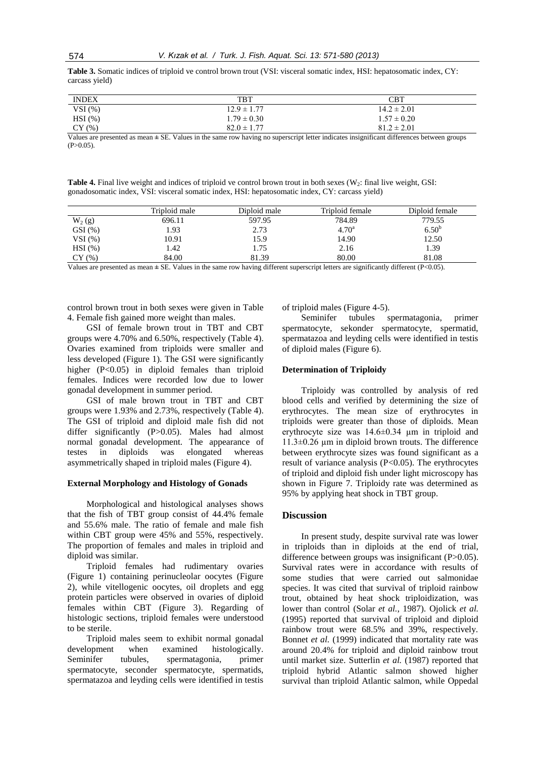**Table 3.** Somatic indices of triploid ve control brown trout (VSI: visceral somatic index, HSI: hepatosomatic index, CY: carcass yield)

| INDEX | TBT | CBT |
|---|---|---|
| VSI (%) | 12.9 ± 1.77 | 14.2 ± 2.01 |
| HSI (%) | 1.79 ± 0.30 | 1.57 ± 0.20 |
| CY (%) | 82.0 ± 1.77 | 81.2 ± 2.01 |

Values are presented as mean ± SE. Values in the same row having no superscript letter indicates insignificant differences between groups ($P>0.05$).

**Table 4.** Final live weight and indices of triploid ve control brown trout in both sexes ($W_2$: final live weight, GSI: gonadosomatic index, VSI: visceral somatic index, HSI: hepatosomatic index, CY: carcass yield)

| | Triploid male | Diploid male | Triploid female | Diploid female |
|---|---|---|---|---|
| $W_2$ (g) | 696.11 | 597.95 | 784.89 | 779.55 |
| GSI (%) | 1.93 | 2.73 | $4.70^a$ | $6.50^b$ |
| VSI (%) | 10.91 | 15.9 | 14.90 | 12.50 |
| HSI (%) | 1.42 | 1.75 | 2.16 | 1.39 |
| CY (%) | 84.00 | 81.39 | 80.00 | 81.08 |

Values are presented as mean ± SE. Values in the same row having different superscript letters are significantly different ($P<0.05$).

control brown trout in both sexes were given in Table 4. Female fish gained more weight than males.

GSI of female brown trout in TBT and CBT groups were 4.70% and 6.50%, respectively (Table 4). Ovaries examined from triploids were smaller and less developed (Figure 1). The GSI were significantly higher ($P<0.05$) in diploid females than triploid females. Indices were recorded low due to lower gonadal development in summer period.

GSI of male brown trout in TBT and CBT groups were 1.93% and 2.73%, respectively (Table 4). The GSI of triploid and diploid male fish did not differ significantly ($P>0.05$). Males had almost normal gonadal development. The appearance of testes in diploids was elongated whereas asymmetrically shaped in triploid males (Figure 4).

### External Morphology and Histology of Gonads

Morphological and histological analyses shows that the fish of TBT group consist of 44.4% female and 55.6% male. The ratio of female and male fish within CBT group were 45% and 55%, respectively. The proportion of females and males in triploid and diploid was similar.

Triploid females had rudimentary ovaries (Figure 1) containing perinucleolar oocytes (Figure 2), while vitellogenic oocytes, oil droplets and egg protein particles were observed in ovaries of diploid females within CBT (Figure 3). Regarding of histologic sections, triploid females were understood to be sterile.

Triploid males seem to exhibit normal gonadal development when examined histologically. Seminifer tubules, spermatagonia, primer spermatocyte, seconder spermatocyte, spermatids, spermatazoa and leyding cells were identified in testis of triploid males (Figure 4-5).

Seminifer tubules spermatagonia, primer spermatocyte, sekonder spermatocyte, spermatid, spermatazoa and leyding cells were identified in testis of diploid males (Figure 6).

### Determination of Triploidy

Triploidy was controlled by analysis of red blood cells and verified by determining the size of erythrocytes. The mean size of erythrocytes in triploids were greater than those of diploids. Mean erythrocyte size was 14.6±0.34 µm in triploid and 11.3±0.26 µm in diploid brown trouts. The difference between erythrocyte sizes was found significant as a result of variance analysis ($P<0.05$). The erythrocytes of triploid and diploid fish under light microscopy has shown in Figure 7. Triploidy rate was determined as 95% by applying heat shock in TBT group.

## Discussion

In present study, despite survival rate was lower in triploids than in diploids at the end of trial, difference between groups was insignificant ($P>0.05$). Survival rates were in accordance with results of some studies that were carried out salmonidae species. It was cited that survival of triploid rainbow trout, obtained by heat shock triploidization, was lower than control (Solar *et al.*, 1987). Ojolick *et al.* (1995) reported that survival of triploid and diploid rainbow trout were 68.5% and 39%, respectively. Bonnet *et al.* (1999) indicated that mortality rate was around 20.4% for triploid and diploid rainbow trout until market size. Sutterlin *et al.* (1987) reported that triploid hybrid Atlantic salmon showed higher survival than triploid Atlantic salmon, while Oppedal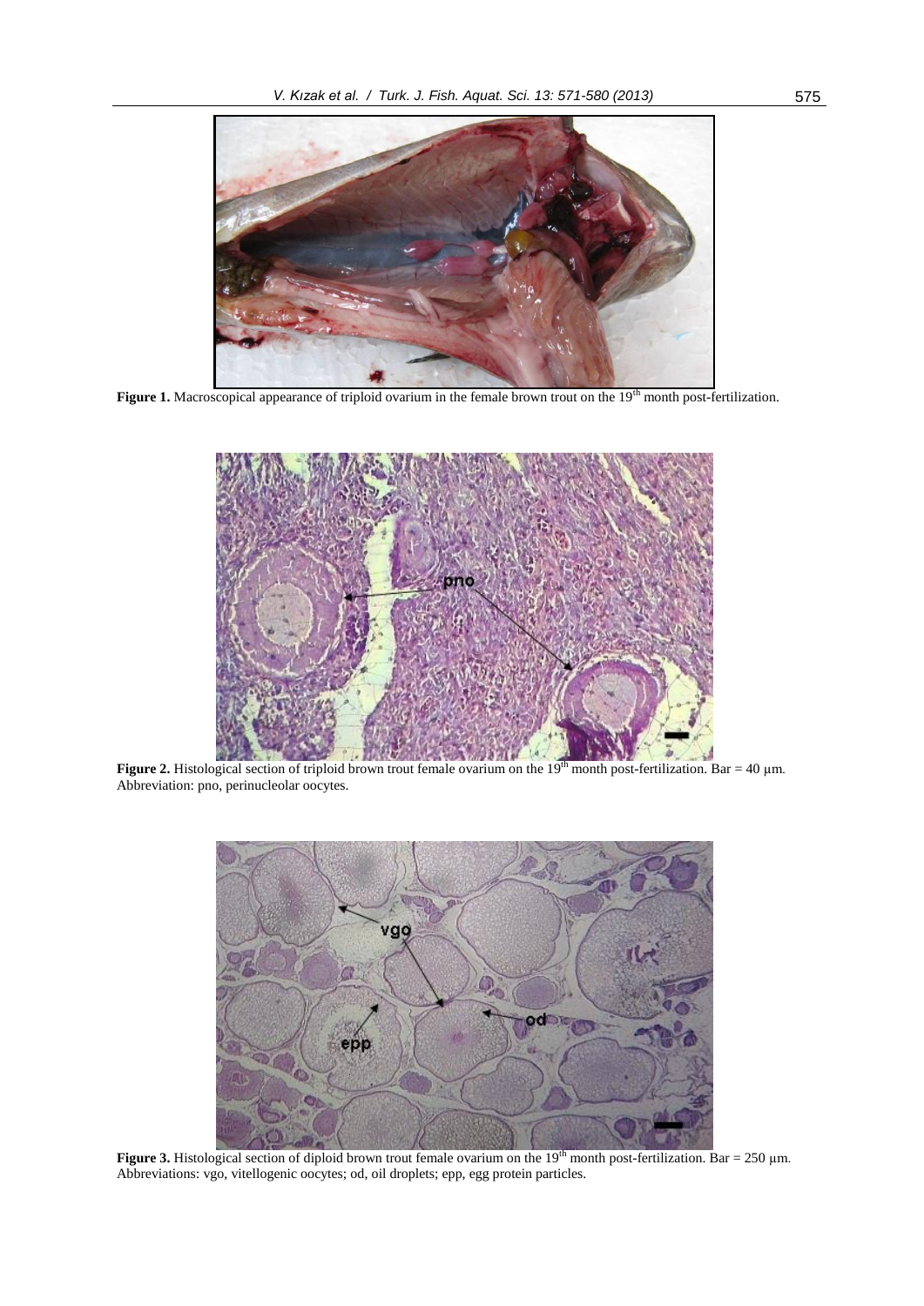**Figure 1.** Macroscopical appearance of triploid ovarium in the female brown trout on the 19th month post-fertilization.

**Figure 2.** Histological section of triploid brown trout female ovarium on the 19th month post-fertilization. Bar = 40 µm. Abbreviation: pno, perinucleolar oocytes.

**Figure 3.** Histological section of diploid brown trout female ovarium on the 19th month post-fertilization. Bar = 250 µm. Abbreviations: vgo, vitellogenic oocytes; od, oil droplets; epp, egg protein particles.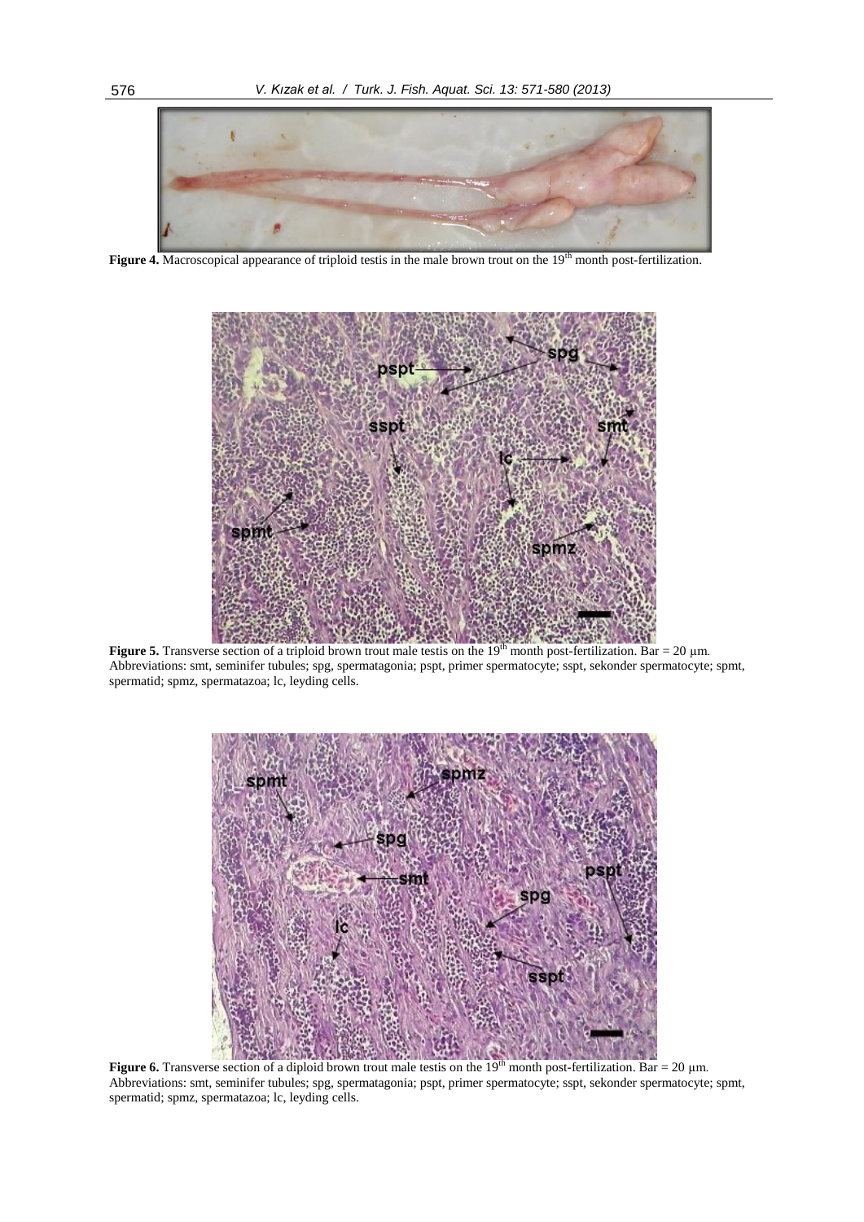**Figure 4.** Macroscopical appearance of triploid testis in the male brown trout on the 19[th] month post-fertilization.

**Figure 5.** Transverse section of a triploid brown trout male testis on the 19[th] month post-fertilization. Bar = 20 μm. Abbreviations: smt, seminifer tubules; spg, spermatagonia; pspt, primer spermatocyte; sspt, sekonder spermatocyte; spmt, spermatid; spmz, spermatazoa; lc, leyding cells.

**Figure 6.** Transverse section of a diploid brown trout male testis on the 19[th] month post-fertilization. Bar = 20 μm. Abbreviations: smt, seminifer tubules; spg, spermatagonia; pspt, primer spermatocyte; sspt, sekonder spermatocyte; spmt, spermatid; spmz, spermatazoa; lc, leyding cells.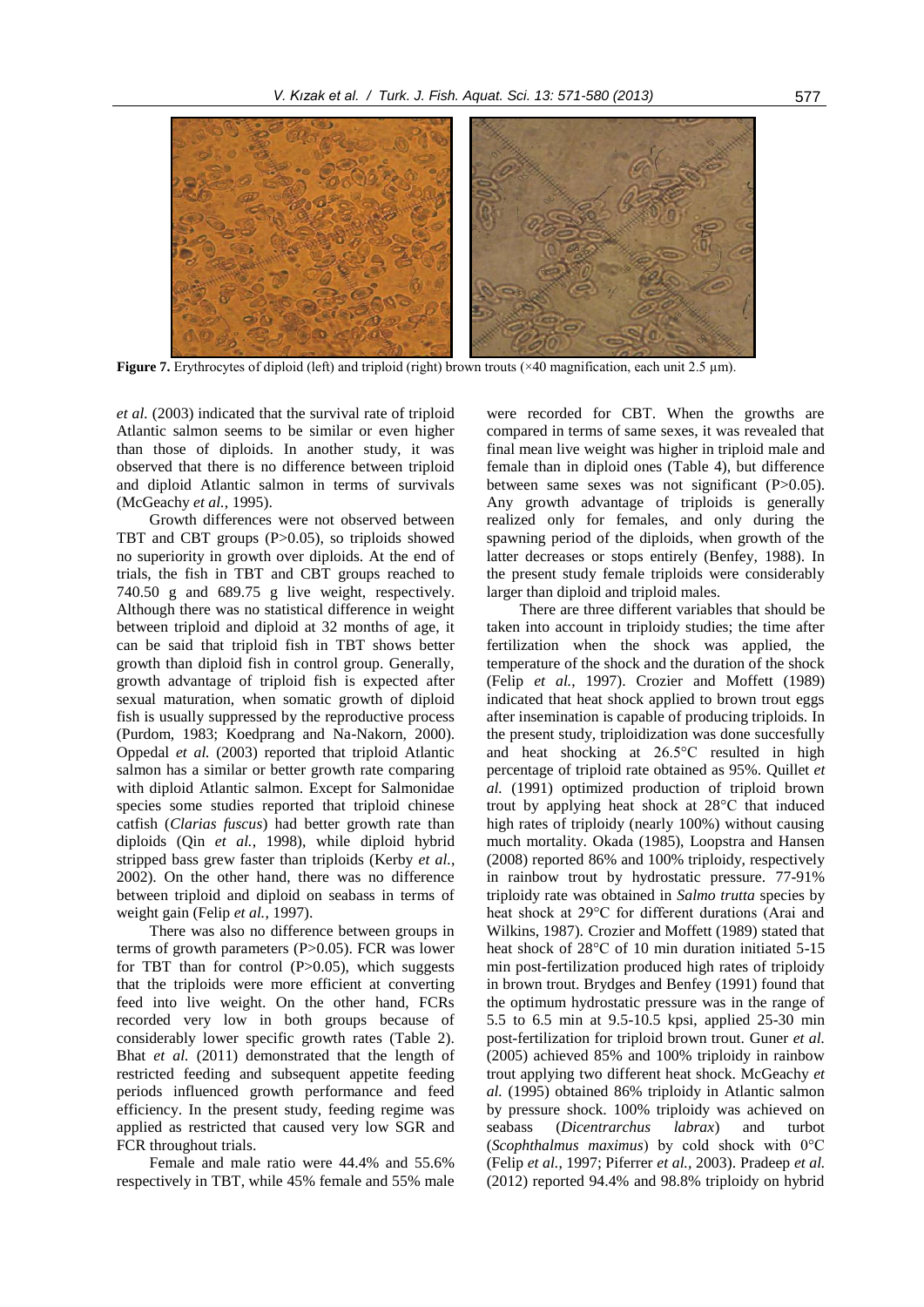**Figure 7.** Erythrocytes of diploid (left) and triploid (right) brown trouts (×40 magnification, each unit 2.5 µm).

*et al.* (2003) indicated that the survival rate of triploid Atlantic salmon seems to be similar or even higher than those of diploids. In another study, it was observed that there is no difference between triploid and diploid Atlantic salmon in terms of survivals (McGeachy *et al.*, 1995).

Growth differences were not observed between TBT and CBT groups (P>0.05), so triploids showed no superiority in growth over diploids. At the end of trials, the fish in TBT and CBT groups reached to 740.50 g and 689.75 g live weight, respectively. Although there was no statistical difference in weight between triploid and diploid at 32 months of age, it can be said that triploid fish in TBT shows better growth than diploid fish in control group. Generally, growth advantage of triploid fish is expected after sexual maturation, when somatic growth of diploid fish is usually suppressed by the reproductive process (Purdom, 1983; Koedprang and Na-Nakorn, 2000). Oppedal *et al.* (2003) reported that triploid Atlantic salmon has a similar or better growth rate comparing with diploid Atlantic salmon. Except for Salmonidae species some studies reported that triploid chinese catfish (*Clarias fuscus*) had better growth rate than diploids (Qin *et al.*, 1998), while diploid hybrid stripped bass grew faster than triploids (Kerby *et al.*, 2002). On the other hand, there was no difference between triploid and diploid on seabass in terms of weight gain (Felip *et al.*, 1997).

There was also no difference between groups in terms of growth parameters (P>0.05). FCR was lower for TBT than for control (P>0.05), which suggests that the triploids were more efficient at converting feed into live weight. On the other hand, FCRs recorded very low in both groups because of considerably lower specific growth rates (Table 2). Bhat *et al.* (2011) demonstrated that the length of restricted feeding and subsequent appetite feeding periods influenced growth performance and feed efficiency. In the present study, feeding regime was applied as restricted that caused very low SGR and FCR throughout trials.

Female and male ratio were 44.4% and 55.6% respectively in TBT, while 45% female and 55% male were recorded for CBT. When the growths are compared in terms of same sexes, it was revealed that final mean live weight was higher in triploid male and female than in diploid ones (Table 4), but difference between same sexes was not significant (P>0.05). Any growth advantage of triploids is generally realized only for females, and only during the spawning period of the diploids, when growth of the latter decreases or stops entirely (Benfey, 1988). In the present study female triploids were considerably larger than diploid and triploid males.

There are three different variables that should be taken into account in triploidy studies; the time after fertilization when the shock was applied, the temperature of the shock and the duration of the shock (Felip *et al.*, 1997). Crozier and Moffett (1989) indicated that heat shock applied to brown trout eggs after insemination is capable of producing triploids. In the present study, triploidization was done succesfully and heat shocking at 26.5°C resulted in high percentage of triploid rate obtained as 95%. Quillet *et al.* (1991) optimized production of triploid brown trout by applying heat shock at 28°C that induced high rates of triploidy (nearly 100%) without causing much mortality. Okada (1985), Loopstra and Hansen (2008) reported 86% and 100% triploidy, respectively in rainbow trout by hydrostatic pressure. 77-91% triploidy rate was obtained in *Salmo trutta* species by heat shock at 29°C for different durations (Arai and Wilkins, 1987). Crozier and Moffett (1989) stated that heat shock of 28°C of 10 min duration initiated 5-15 min post-fertilization produced high rates of triploidy in brown trout. Brydges and Benfey (1991) found that the optimum hydrostatic pressure was in the range of 5.5 to 6.5 min at 9.5-10.5 kpsi, applied 25-30 min post-fertilization for triploid brown trout. Guner *et al.* (2005) achieved 85% and 100% triploidy in rainbow trout applying two different heat shock. McGeachy *et al.* (1995) obtained 86% triploidy in Atlantic salmon by pressure shock. 100% triploidy was achieved on seabass (*Dicentrarchus labrax*) and turbot (*Scophthalmus maximus*) by cold shock with 0°C (Felip *et al.*, 1997; Piferrer *et al.*, 2003). Pradeep *et al.* (2012) reported 94.4% and 98.8% triploidy on hybrid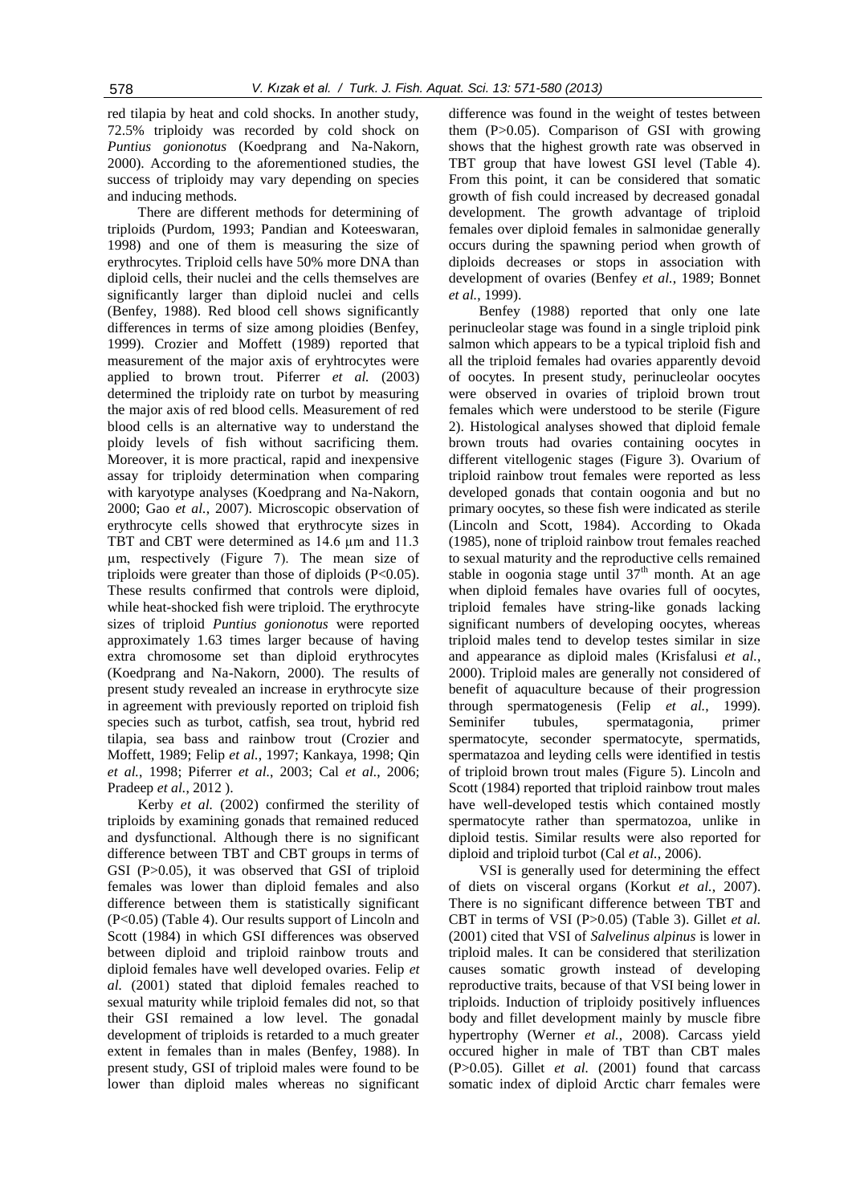red tilapia by heat and cold shocks. In another study, 72.5% triploidy was recorded by cold shock on *Puntius gonionotus* (Koedprang and Na-Nakorn, 2000). According to the aforementioned studies, the success of triploidy may vary depending on species and inducing methods.

There are different methods for determining of triploids (Purdom, 1993; Pandian and Koteeswaran, 1998) and one of them is measuring the size of erythrocytes. Triploid cells have 50% more DNA than diploid cells, their nuclei and the cells themselves are significantly larger than diploid nuclei and cells (Benfey, 1988). Red blood cell shows significantly differences in terms of size among ploidies (Benfey, 1999). Crozier and Moffett (1989) reported that measurement of the major axis of eryhtrocytes were applied to brown trout. Piferrer *et al.* (2003) determined the triploidy rate on turbot by measuring the major axis of red blood cells. Measurement of red blood cells is an alternative way to understand the ploidy levels of fish without sacrificing them. Moreover, it is more practical, rapid and inexpensive assay for triploidy determination when comparing with karyotype analyses (Koedprang and Na-Nakorn, 2000; Gao *et al.*, 2007). Microscopic observation of erythrocyte cells showed that erythrocyte sizes in TBT and CBT were determined as 14.6 μm and 11.3 μm, respectively (Figure 7). The mean size of triploids were greater than those of diploids ($P<0.05$). These results confirmed that controls were diploid, while heat-shocked fish were triploid. The erythrocyte sizes of triploid *Puntius gonionotus* were reported approximately 1.63 times larger because of having extra chromosome set than diploid erythrocytes (Koedprang and Na-Nakorn, 2000). The results of present study revealed an increase in erythrocyte size in agreement with previously reported on triploid fish species such as turbot, catfish, sea trout, hybrid red tilapia, sea bass and rainbow trout (Crozier and Moffett, 1989; Felip *et al.*, 1997; Kankaya, 1998; Qin *et al.*, 1998; Piferrer *et al.*, 2003; Cal *et al.*, 2006; Pradeep *et al.*, 2012 ).

Kerby *et al.* (2002) confirmed the sterility of triploids by examining gonads that remained reduced and dysfunctional. Although there is no significant difference between TBT and CBT groups in terms of GSI ($P>0.05$), it was observed that GSI of triploid females was lower than diploid females and also difference between them is statistically significant ($P<0.05$) (Table 4). Our results support of Lincoln and Scott (1984) in which GSI differences was observed between diploid and triploid rainbow trouts and diploid females have well developed ovaries. Felip *et al.* (2001) stated that diploid females reached to sexual maturity while triploid females did not, so that their GSI remained a low level. The gonadal development of triploids is retarded to a much greater extent in females than in males (Benfey, 1988). In present study, GSI of triploid males were found to be lower than diploid males whereas no significant difference was found in the weight of testes between them ($P>0.05$). Comparison of GSI with growing shows that the highest growth rate was observed in TBT group that have lowest GSI level (Table 4). From this point, it can be considered that somatic growth of fish could increased by decreased gonadal development. The growth advantage of triploid females over diploid females in salmonidae generally occurs during the spawning period when growth of diploids decreases or stops in association with development of ovaries (Benfey *et al.*, 1989; Bonnet *et al.*, 1999).

Benfey (1988) reported that only one late perinucleolar stage was found in a single triploid pink salmon which appears to be a typical triploid fish and all the triploid females had ovaries apparently devoid of oocytes. In present study, perinucleolar oocytes were observed in ovaries of triploid brown trout females which were understood to be sterile (Figure 2). Histological analyses showed that diploid female brown trouts had ovaries containing oocytes in different vitellogenic stages (Figure 3). Ovarium of triploid rainbow trout females were reported as less developed gonads that contain oogonia and but no primary oocytes, so these fish were indicated as sterile (Lincoln and Scott, 1984). According to Okada (1985), none of triploid rainbow trout females reached to sexual maturity and the reproductive cells remained stable in oogonia stage until $37^{th}$ month. At an age when diploid females have ovaries full of oocytes, triploid females have string-like gonads lacking significant numbers of developing oocytes, whereas triploid males tend to develop testes similar in size and appearance as diploid males (Krisfalusi *et al.*, 2000). Triploid males are generally not considered of benefit of aquaculture because of their progression through spermatogenesis (Felip *et al.*, 1999). Seminifer tubules, spermatagonia, primer spermatocyte, seconder spermatocyte, spermatids, spermatazoa and leyding cells were identified in testis of triploid brown trout males (Figure 5). Lincoln and Scott (1984) reported that triploid rainbow trout males have well-developed testis which contained mostly spermatocyte rather than spermatozoa, unlike in diploid testis. Similar results were also reported for diploid and triploid turbot (Cal *et al.*, 2006).

VSI is generally used for determining the effect of diets on visceral organs (Korkut *et al.*, 2007). There is no significant difference between TBT and CBT in terms of VSI ($P>0.05$) (Table 3). Gillet *et al.* (2001) cited that VSI of *Salvelinus alpinus* is lower in triploid males. It can be considered that sterilization causes somatic growth instead of developing reproductive traits, because of that VSI being lower in triploids. Induction of triploidy positively influences body and fillet development mainly by muscle fibre hypertrophy (Werner *et al.*, 2008). Carcass yield occured higher in male of TBT than CBT males ($P>0.05$). Gillet *et al.* (2001) found that carcass somatic index of diploid Arctic charr females were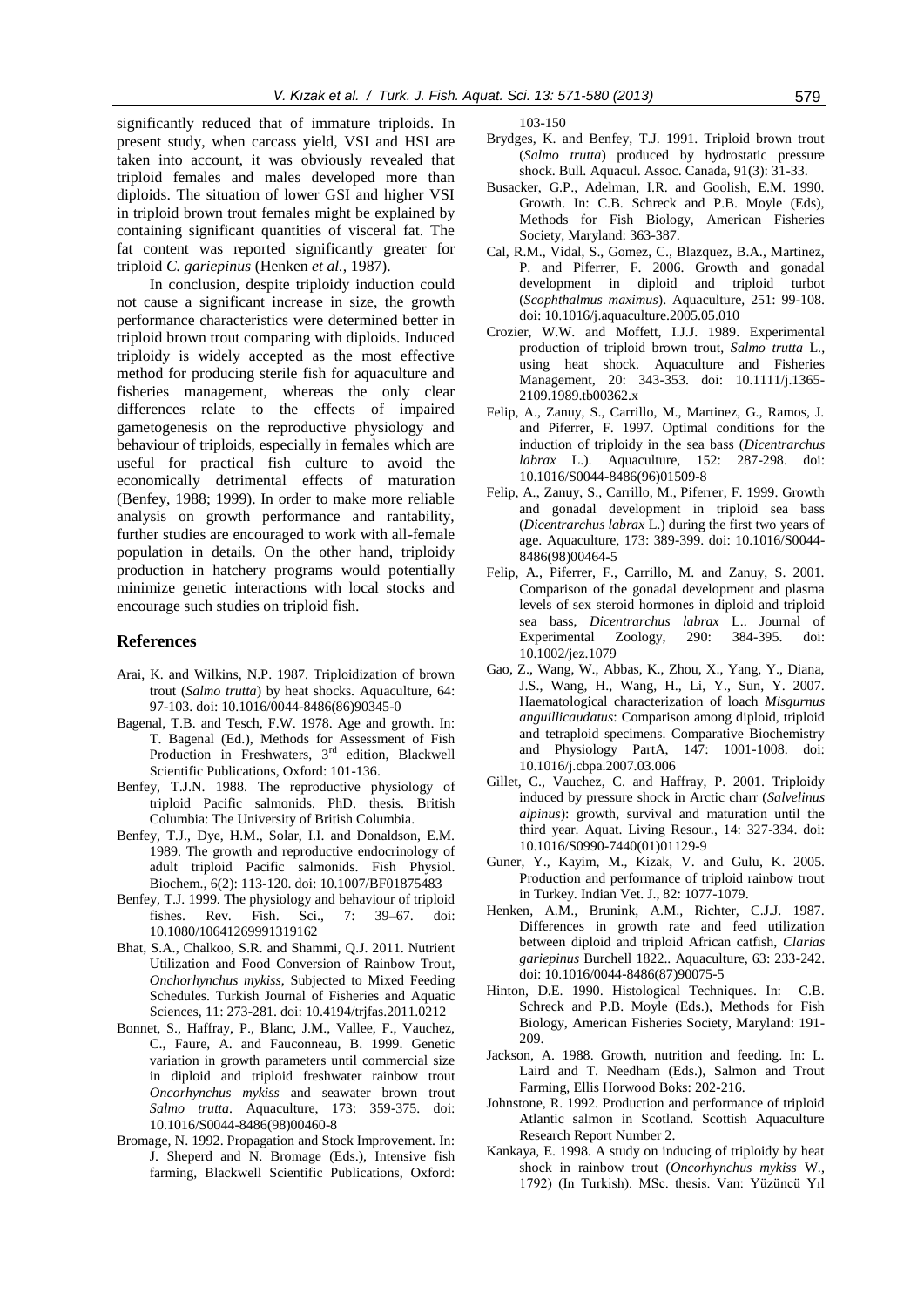significantly reduced that of immature triploids. In present study, when carcass yield, VSI and HSI are taken into account, it was obviously revealed that triploid females and males developed more than diploids. The situation of lower GSI and higher VSI in triploid brown trout females might be explained by containing significant quantities of visceral fat. The fat content was reported significantly greater for triploid *C. gariepinus* (Henken *et al.*, 1987).

In conclusion, despite triploidy induction could not cause a significant increase in size, the growth performance characteristics were determined better in triploid brown trout comparing with diploids. Induced triploidy is widely accepted as the most effective method for producing sterile fish for aquaculture and fisheries management, whereas the only clear differences relate to the effects of impaired gametogenesis on the reproductive physiology and behaviour of triploids, especially in females which are useful for practical fish culture to avoid the economically detrimental effects of maturation (Benfey, 1988; 1999). In order to make more reliable analysis on growth performance and rantability, further studies are encouraged to work with all-female population in details. On the other hand, triploidy production in hatchery programs would potentially minimize genetic interactions with local stocks and encourage such studies on triploid fish.

## References

Arai, K. and Wilkins, N.P. 1987. Triploidization of brown trout (*Salmo trutta*) by heat shocks. Aquaculture, 64: 97-103. doi: 10.1016/0044-8486(86)90345-0

Bagenal, T.B. and Tesch, F.W. 1978. Age and growth. In: T. Bagenal (Ed.), Methods for Assessment of Fish Production in Freshwaters, 3rd edition, Blackwell Scientific Publications, Oxford: 101-136.

Benfey, T.J.N. 1988. The reproductive physiology of triploid Pacific salmonids. PhD. thesis. British Columbia: The University of British Columbia.

Benfey, T.J., Dye, H.M., Solar, I.I. and Donaldson, E.M. 1989. The growth and reproductive endocrinology of adult triploid Pacific salmonids. Fish Physiol. Biochem., 6(2): 113-120. doi: 10.1007/BF01875483

Benfey, T.J. 1999. The physiology and behaviour of triploid fishes. Rev. Fish. Sci., 7: 39–67. doi: 10.1080/10641269991319162

Bhat, S.A., Chalkoo, S.R. and Shammi, Q.J. 2011. Nutrient Utilization and Food Conversion of Rainbow Trout, *Onchorhynchus mykiss*, Subjected to Mixed Feeding Schedules. Turkish Journal of Fisheries and Aquatic Sciences, 11: 273-281. doi: 10.4194/trjfas.2011.0212

Bonnet, S., Haffray, P., Blanc, J.M., Vallee, F., Vauchez, C., Faure, A. and Fauconneau, B. 1999. Genetic variation in growth parameters until commercial size in diploid and triploid freshwater rainbow trout *Oncorhynchus mykiss* and seawater brown trout *Salmo trutta*. Aquaculture, 173: 359-375. doi: 10.1016/S0044-8486(98)00460-8

Bromage, N. 1992. Propagation and Stock Improvement. In: J. Sheperd and N. Bromage (Eds.), Intensive fish farming, Blackwell Scientific Publications, Oxford: 103-150

Brydges, K. and Benfey, T.J. 1991. Triploid brown trout (*Salmo trutta*) produced by hydrostatic pressure shock. Bull. Aquacul. Assoc. Canada, 91(3): 31-33.

Busacker, G.P., Adelman, I.R. and Goolish, E.M. 1990. Growth. In: C.B. Schreck and P.B. Moyle (Eds), Methods for Fish Biology, American Fisheries Society, Maryland: 363-387.

Cal, R.M., Vidal, S., Gomez, C., Blazquez, B.A., Martinez, P. and Piferrer, F. 2006. Growth and gonadal development in diploid and triploid turbot (*Scophthalmus maximus*). Aquaculture, 251: 99-108. doi: 10.1016/j.aquaculture.2005.05.010

Crozier, W.W. and Moffett, I.J.J. 1989. Experimental production of triploid brown trout, *Salmo trutta* L., using heat shock. Aquaculture and Fisheries Management, 20: 343-353. doi: 10.1111/j.1365-2109.1989.tb00362.x

Felip, A., Zanuy, S., Carrillo, M., Martinez, G., Ramos, J. and Piferrer, F. 1997. Optimal conditions for the induction of triploidy in the sea bass (*Dicentrarchus labrax* L.). Aquaculture, 152: 287-298. doi: 10.1016/S0044-8486(96)01509-8

Felip, A., Zanuy, S., Carrillo, M., Piferrer, F. 1999. Growth and gonadal development in triploid sea bass (*Dicentrarchus labrax* L.) during the first two years of age. Aquaculture, 173: 389-399. doi: 10.1016/S0044-8486(98)00464-5

Felip, A., Piferrer, F., Carrillo, M. and Zanuy, S. 2001. Comparison of the gonadal development and plasma levels of sex steroid hormones in diploid and triploid sea bass, *Dicentrarchus labrax* L.. Journal of Experimental Zoology, 290: 384-395. doi: 10.1002/jez.1079

Gao, Z., Wang, W., Abbas, K., Zhou, X., Yang, Y., Diana, J.S., Wang, H., Wang, H., Li, Y., Sun, Y. 2007. Haematological characterization of loach *Misgurnus anguillicaudatus*: Comparison among diploid, triploid and tetraploid specimens. Comparative Biochemistry and Physiology PartA, 147: 1001-1008. doi: 10.1016/j.cbpa.2007.03.006

Gillet, C., Vauchez, C. and Haffray, P. 2001. Triploidy induced by pressure shock in Arctic charr (*Salvelinus alpinus*): growth, survival and maturation until the third year. Aquat. Living Resour., 14: 327-334. doi: 10.1016/S0990-7440(01)01129-9

Guner, Y., Kayim, M., Kizak, V. and Gulu, K. 2005. Production and performance of triploid rainbow trout in Turkey. Indian Vet. J., 82: 1077-1079.

Henken, A.M., Brunink, A.M., Richter, C.J.J. 1987. Differences in growth rate and feed utilization between diploid and triploid African catfish, *Clarias gariepinus* Burchell 1822.. Aquaculture, 63: 233-242. doi: 10.1016/0044-8486(87)90075-5

Hinton, D.E. 1990. Histological Techniques. In: C.B. Schreck and P.B. Moyle (Eds.), Methods for Fish Biology, American Fisheries Society, Maryland: 191-209.

Jackson, A. 1988. Growth, nutrition and feeding. In: L. Laird and T. Needham (Eds.), Salmon and Trout Farming, Ellis Horwood Boks: 202-216.

Johnstone, R. 1992. Production and performance of triploid Atlantic salmon in Scotland. Scottish Aquaculture Research Report Number 2.

Kankaya, E. 1998. A study on inducing of triploidy by heat shock in rainbow trout (*Oncorhynchus mykiss* W., 1792) (In Turkish). MSc. thesis. Van: Yüzüncü Yıl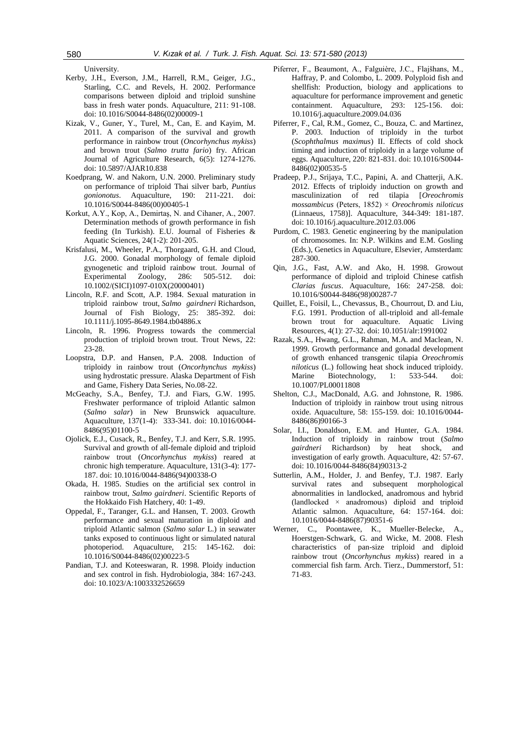University.

Kerby, J.H., Everson, J.M., Harrell, R.M., Geiger, J.G., Starling, C.C. and Revels, H. 2002. Performance comparisons between diploid and triploid sunshine bass in fresh water ponds. Aquaculture, 211: 91-108. doi: 10.1016/S0044-8486(02)00009-1

Kizak, V., Guner, Y., Turel, M., Can, E. and Kayim, M. 2011. A comparison of the survival and growth performance in rainbow trout (*Oncorhynchus mykiss*) and brown trout (*Salmo trutta fario*) fry. African Journal of Agriculture Research, 6(5): 1274-1276. doi: 10.5897/AJAR10.838

Koedprang, W. and Nakorn, U.N. 2000. Preliminary study on performance of triploid Thai silver barb, *Puntius gonionotus*. Aquaculture, 190: 211-221. doi: 10.1016/S0044-8486(00)00405-1

Korkut, A.Y., Kop, A., Demirtaş, N. and Cihaner, A., 2007. Determination methods of growth performance in fish feeding (In Turkish). E.U. Journal of Fisheries & Aquatic Sciences, 24(1-2): 201-205.

Krisfalusi, M., Wheeler, P.A., Thorgaard, G.H. and Cloud, J.G. 2000. Gonadal morphology of female diploid gynogenetic and triploid rainbow trout. Journal of Experimental Zoology, 286: 505-512. doi: 10.1002/(SICI)1097-010X(20000401)

Lincoln, R.F. and Scott, A.P. 1984. Sexual maturation in triploid rainbow trout, *Salmo gairdneri* Richardson, Journal of Fish Biology, 25: 385-392. doi: 10.1111/j.1095-8649.1984.tb04886.x

Lincoln, R. 1996. Progress towards the commercial production of triploid brown trout. Trout News, 22: 23-28.

Loopstra, D.P. and Hansen, P.A. 2008. Induction of triploidy in rainbow trout (*Oncorhynchus mykiss*) using hydrostatic pressure. Alaska Department of Fish and Game, Fishery Data Series, No.08-22.

McGeachy, S.A., Benfey, T.J. and Fiars, G.W. 1995. Freshwater performance of triploid Atlantic salmon (*Salmo salar*) in New Brunswick aquaculture. Aquaculture, 137(1-4): 333-341. doi: 10.1016/0044-8486(95)01100-5

Ojolick, E.J., Cusack, R., Benfey, T.J. and Kerr, S.R. 1995. Survival and growth of all-female diploid and triploid rainbow trout (*Oncorhynchus mykiss*) reared at chronic high temperature. Aquaculture, 131(3-4): 177-187. doi: 10.1016/0044-8486(94)00338-O

Okada, H. 1985. Studies on the artificial sex control in rainbow trout, *Salmo gairdneri*. Scientific Reports of the Hokkaido Fish Hatchery, 40: 1-49.

Oppedal, F., Taranger, G.L. and Hansen, T. 2003. Growth performance and sexual maturation in diploid and triploid Atlantic salmon (*Salmo salar* L.) in seawater tanks exposed to continuous light or simulated natural photoperiod. Aquaculture, 215: 145-162. doi: 10.1016/S0044-8486(02)00223-5

Pandian, T.J. and Koteeswaran, R. 1998. Ploidy induction and sex control in fish. Hydrobiologia, 384: 167-243. doi: 10.1023/A:1003332526659

Piferrer, F., Beaumont, A., Falguière, J.C., Flajšhans, M., Haffray, P. and Colombo, L. 2009. Polyploid fish and shellfish: Production, biology and applications to aquaculture for performance improvement and genetic containment. Aquaculture, 293: 125-156. doi: 10.1016/j.aquaculture.2009.04.036

Piferrer, F., Cal, R.M., Gomez, C., Bouza, C. and Martinez, P. 2003. Induction of triploidy in the turbot (*Scophthalmus maximus*) II. Effects of cold shock timing and induction of triploidy in a large volume of eggs. Aquaculture, 220: 821-831. doi: 10.1016/S0044-8486(02)00535-5

Pradeep, P.J., Srijaya, T.C., Papini, A. and Chatterji, A.K. 2012. Effects of triploidy induction on growth and masculinization of red tilapia [*Oreochromis mossambicus* (Peters, 1852) × *Oreochromis niloticus* (Linnaeus, 1758)]. Aquaculture, 344-349: 181-187. doi: 10.1016/j.aquaculture.2012.03.006

Purdom, C. 1983. Genetic engineering by the manipulation of chromosomes. In: N.P. Wilkins and E.M. Gosling (Eds.), Genetics in Aquaculture, Elsevier, Amsterdam: 287-300.

Qin, J.G., Fast, A.W. and Ako, H. 1998. Growout performance of diploid and triploid Chinese catfish *Clarias fuscus*. Aquaculture, 166: 247-258. doi: 10.1016/S0044-8486(98)00287-7

Quillet, E., Foisil, L., Chevassus, B., Chourrout, D. and Liu, F.G. 1991. Production of all-triploid and all-female brown trout for aquaculture. Aquatic Living Resources, 4(1): 27-32. doi: 10.1051/alr:1991002

Razak, S.A., Hwang, G.L., Rahman, M.A. and Maclean, N. 1999. Growth performance and gonadal development of growth enhanced transgenic tilapia *Oreochromis niloticus* (L.) following heat shock induced triploidy. Marine Biotechnology, 1: 533-544. doi: 10.1007/PL00011808

Shelton, C.J., MacDonald, A.G. and Johnstone, R. 1986. Induction of triploidy in rainbow trout using nitrous oxide. Aquaculture, 58: 155-159. doi: 10.1016/0044-8486(86)90166-3

Solar, I.I., Donaldson, E.M. and Hunter, G.A. 1984. Induction of triploidy in rainbow trout (*Salmo gairdneri* Richardson) by heat shock, and investigation of early growth. Aquaculture, 42: 57-67. doi: 10.1016/0044-8486(84)90313-2

Sutterlin, A.M., Holder, J. and Benfey, T.J. 1987. Early survival rates and subsequent morphological abnormalities in landlocked, anadromous and hybrid (landlocked × anadromous) diploid and triploid Atlantic salmon. Aquaculture, 64: 157-164. doi: 10.1016/0044-8486(87)90351-6

Werner, C., Poontawee, K., Mueller-Belecke, A., Hoerstgen-Schwark, G. and Wicke, M. 2008. Flesh characteristics of pan-size triploid and diploid rainbow trout (*Oncorhynchus mykiss*) reared in a commercial fish farm. Arch. Tierz., Dummerstorf, 51: 71-83.